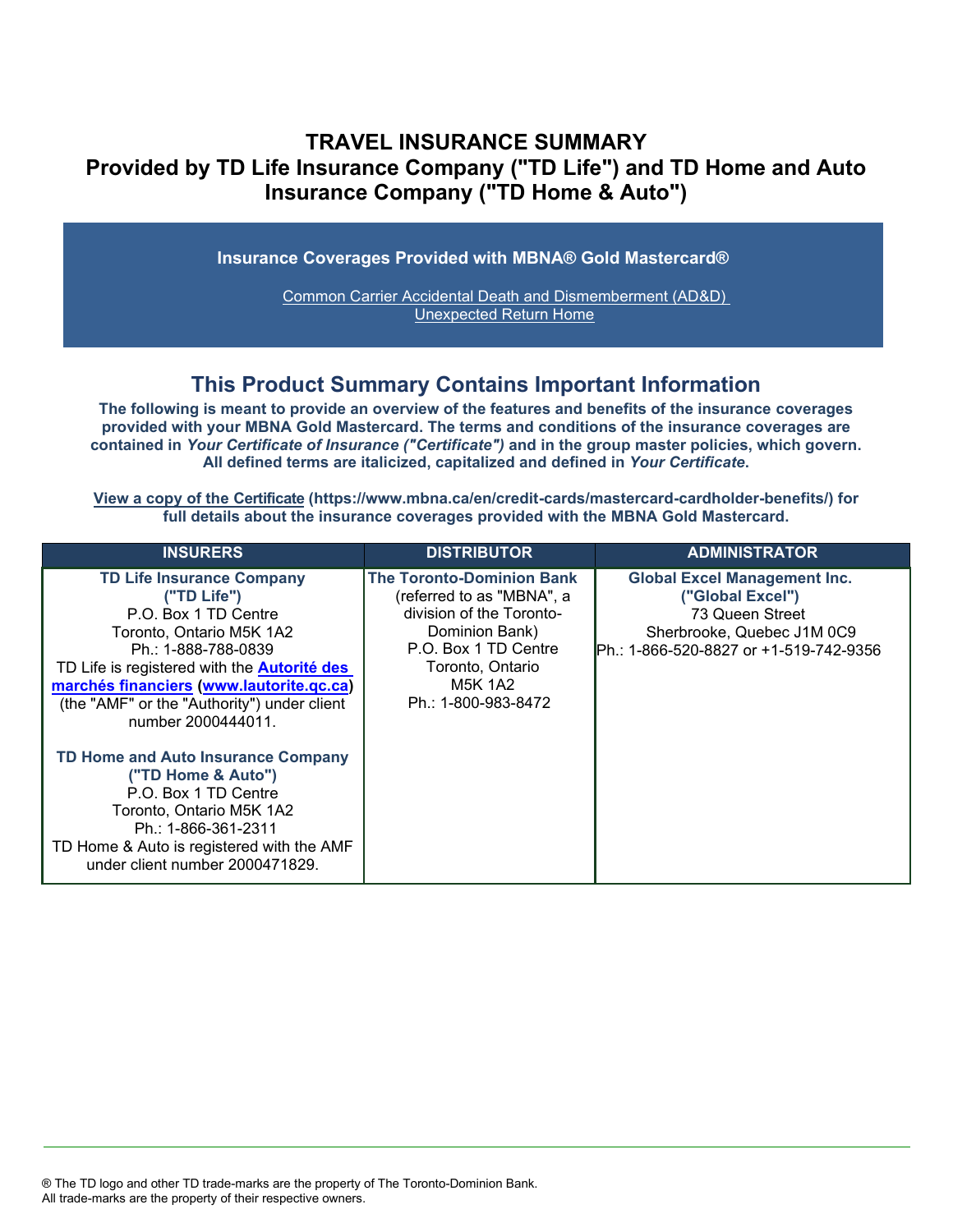# TRAVEL INSURANCE SUMMARY
# Provided by TD Life Insurance Company ("TD Life") and TD Home and Auto Insurance Company ("TD Home & Auto")

**Insurance Coverages Provided with MBNA® Gold Mastercard®**

Common Carrier Accidental Death and Dismemberment (AD&D)
Unexpected Return Home

## This Product Summary Contains Important Information

**The following is meant to provide an overview of the features and benefits of the insurance coverages provided with your MBNA Gold Mastercard. The terms and conditions of the insurance coverages are contained in *Your Certificate of Insurance ("Certificate")* and in the group master policies, which govern. All defined terms are italicized, capitalized and defined in *Your Certificate*.**

**View a copy of the Certificate (https://www.mbna.ca/en/credit-cards/mastercard-cardholder-benefits/) for full details about the insurance coverages provided with the MBNA Gold Mastercard.**

| INSURERS | DISTRIBUTOR | ADMINISTRATOR |
|---|---|---|
| **TD Life Insurance Company ("TD Life")**<br>P.O. Box 1 TD Centre<br>Toronto, Ontario M5K 1A2<br>Ph.: 1-888-788-0839<br>TD Life is registered with the **Autorité des marchés financiers** (**www.lautorite.qc.ca**) (the "AMF" or the "Authority") under client number 2000444011.<br><br>**TD Home and Auto Insurance Company ("TD Home & Auto")**<br>P.O. Box 1 TD Centre<br>Toronto, Ontario M5K 1A2<br>Ph.: 1-866-361-2311<br>TD Home & Auto is registered with the AMF under client number 2000471829. | **The Toronto-Dominion Bank**<br>(referred to as "MBNA", a division of the Toronto-Dominion Bank)<br>P.O. Box 1 TD Centre<br>Toronto, Ontario<br>M5K 1A2<br>Ph.: 1-800-983-8472 | **Global Excel Management Inc. ("Global Excel")**<br>73 Queen Street<br>Sherbrooke, Quebec J1M 0C9<br>Ph.: 1-866-520-8827 or +1-519-742-9356 |

® The TD logo and other TD trade-marks are the property of The Toronto-Dominion Bank.
All trade-marks are the property of their respective owners.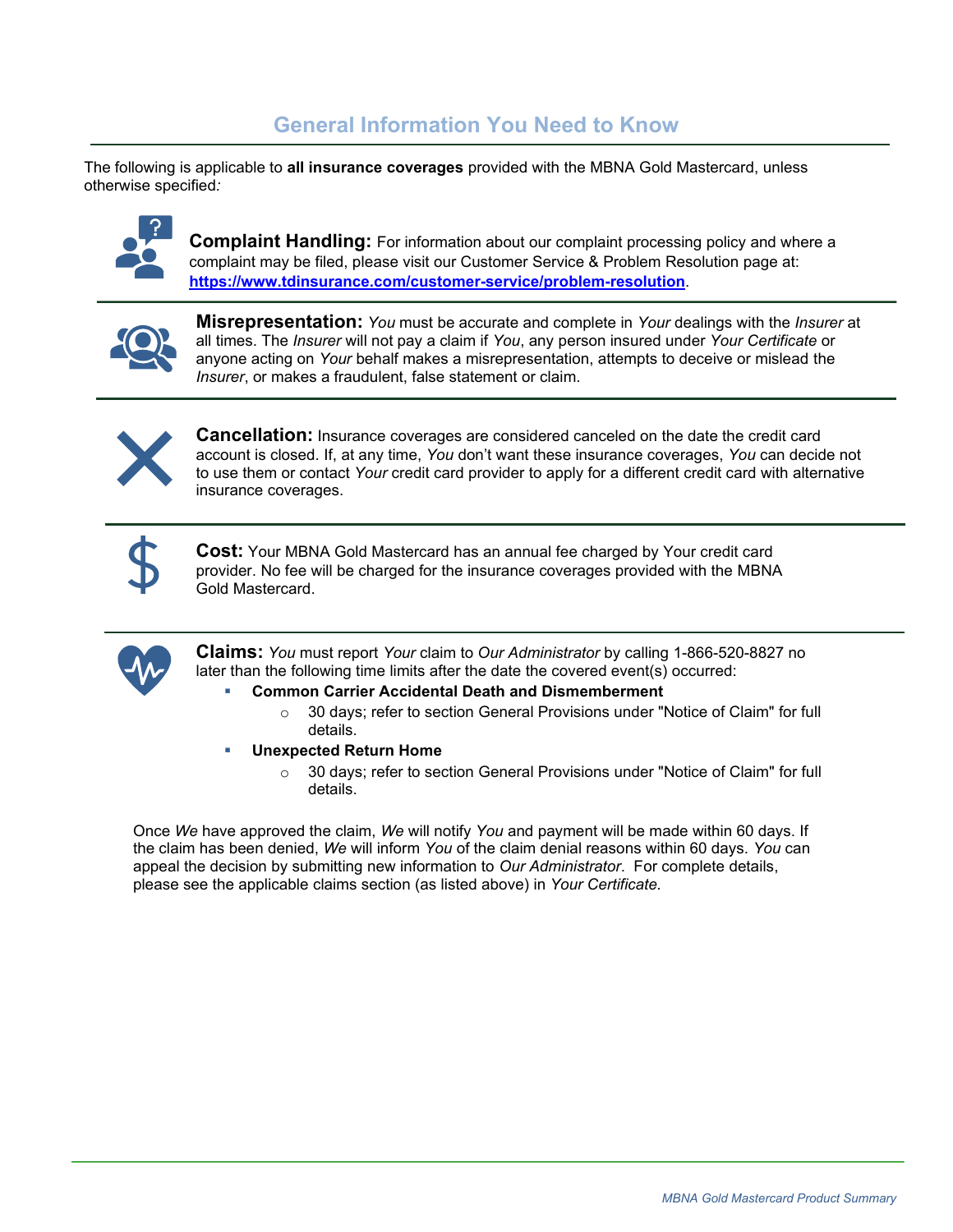## General Information You Need to Know

The following is applicable to **all insurance coverages** provided with the MBNA Gold Mastercard, unless otherwise specified*:*

**Complaint Handling:** For information about our complaint processing policy and where a complaint may be filed, please visit our Customer Service & Problem Resolution page at: **https://www.tdinsurance.com/customer-service/problem-resolution**.

**Misrepresentation:** *You* must be accurate and complete in *Your* dealings with the *Insurer* at all times. The *Insurer* will not pay a claim if *You*, any person insured under *Your Certificate* or anyone acting on *Your* behalf makes a misrepresentation, attempts to deceive or mislead the *Insurer*, or makes a fraudulent, false statement or claim.

**Cancellation:** Insurance coverages are considered canceled on the date the credit card account is closed. If, at any time, *You* don't want these insurance coverages, *You* can decide not to use them or contact *Your* credit card provider to apply for a different credit card with alternative insurance coverages.

**Cost:** Your MBNA Gold Mastercard has an annual fee charged by Your credit card provider. No fee will be charged for the insurance coverages provided with the MBNA Gold Mastercard.

**Claims:** *You* must report *Your* claim to *Our Administrator* by calling 1-866-520-8827 no later than the following time limits after the date the covered event(s) occurred:

- **Common Carrier Accidental Death and Dismemberment**
  - 30 days; refer to section General Provisions under "Notice of Claim" for full details.
- **Unexpected Return Home**
  - 30 days; refer to section General Provisions under "Notice of Claim" for full details.

Once *We* have approved the claim, *We* will notify *You* and payment will be made within 60 days. If the claim has been denied, *We* will inform *You* of the claim denial reasons within 60 days. *You* can appeal the decision by submitting new information to *Our Administrator*. For complete details, please see the applicable claims section (as listed above) in *Your Certificate.*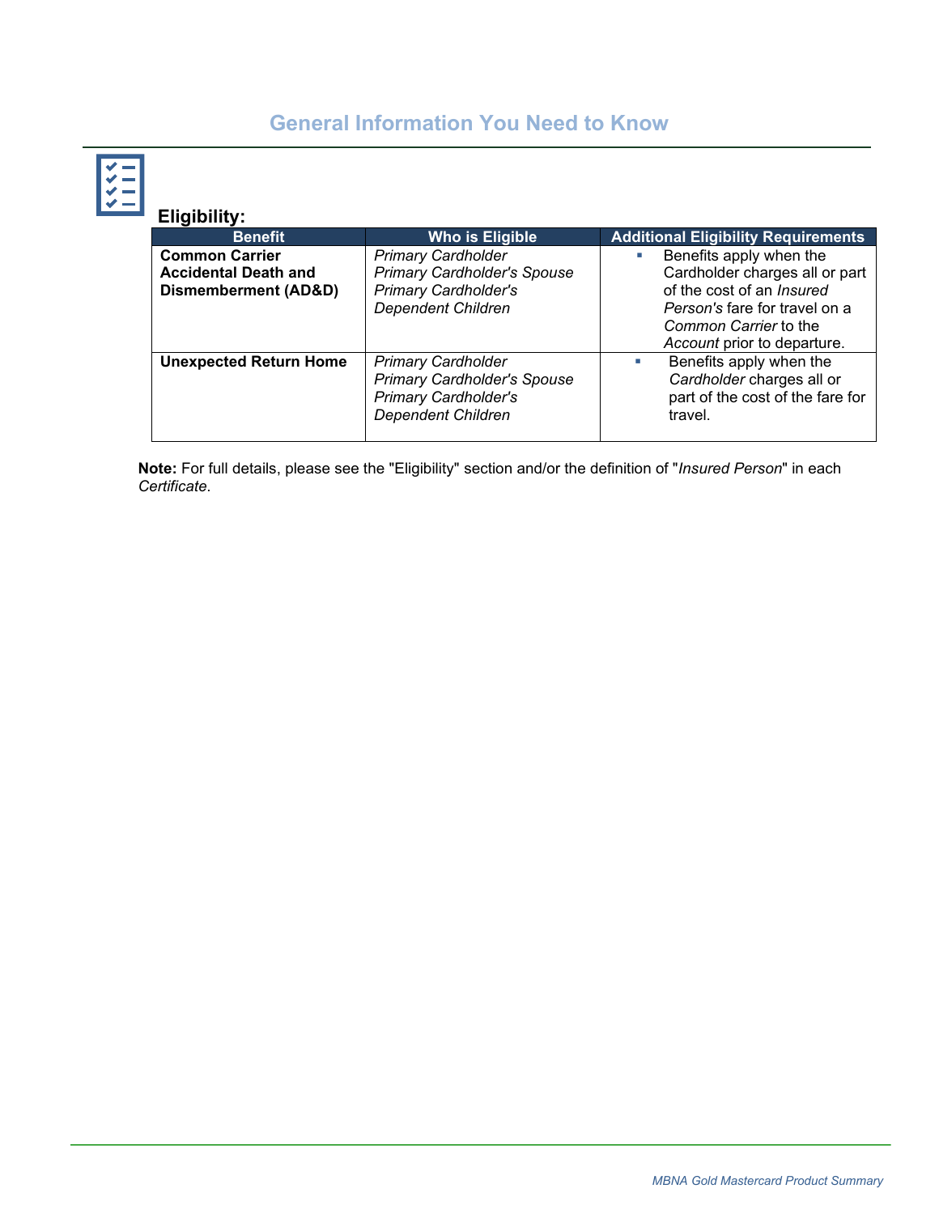# General Information You Need to Know

### Eligibility:

| Benefit | Who is Eligible | Additional Eligibility Requirements |
| --- | --- | --- |
| **Common Carrier Accidental Death and Dismemberment (AD&D)** | *Primary Cardholder*<br>*Primary Cardholder's Spouse*<br>*Primary Cardholder's Dependent Children* | ▪ Benefits apply when the Cardholder charges all or part of the cost of an *Insured Person's* fare for travel on a *Common Carrier* to the *Account* prior to departure. |
| **Unexpected Return Home** | *Primary Cardholder*<br>*Primary Cardholder's Spouse*<br>*Primary Cardholder's Dependent Children* | ▪ Benefits apply when the *Cardholder* charges all or part of the cost of the fare for travel. |

**Note:** For full details, please see the "Eligibility" section and/or the definition of "*Insured Person*" in each *Certificate*.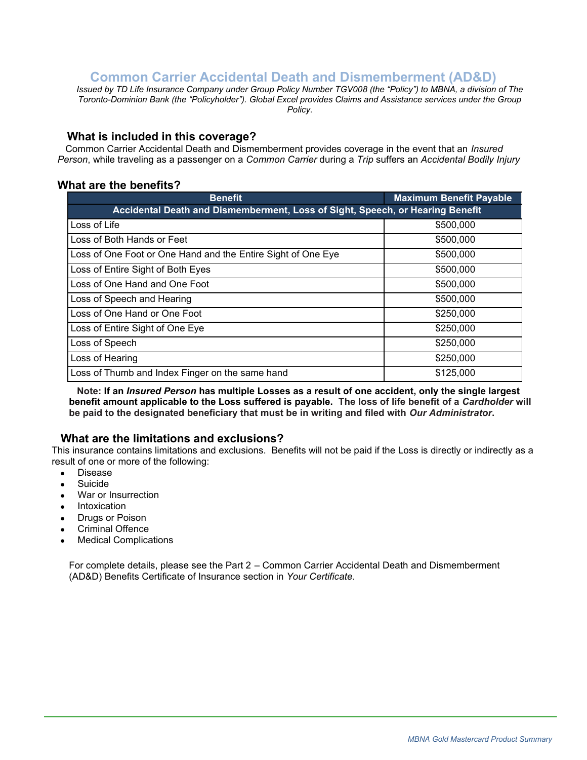# Common Carrier Accidental Death and Dismemberment (AD&D)

*Issued by TD Life Insurance Company under Group Policy Number TGV008 (the "Policy") to MBNA, a division of The Toronto-Dominion Bank (the "Policyholder"). Global Excel provides Claims and Assistance services under the Group Policy.*

## What is included in this coverage?

Common Carrier Accidental Death and Dismemberment provides coverage in the event that an *Insured Person*, while traveling as a passenger on a *Common Carrier* during a *Trip* suffers an *Accidental Bodily Injury*

## What are the benefits?

| Benefit | Maximum Benefit Payable |
|---|---|
| **Accidental Death and Dismemberment, Loss of Sight, Speech, or Hearing Benefit** | |
| Loss of Life | $500,000 |
| Loss of Both Hands or Feet | $500,000 |
| Loss of One Foot or One Hand and the Entire Sight of One Eye | $500,000 |
| Loss of Entire Sight of Both Eyes | $500,000 |
| Loss of One Hand and One Foot | $500,000 |
| Loss of Speech and Hearing | $500,000 |
| Loss of One Hand or One Foot | $250,000 |
| Loss of Entire Sight of One Eye | $250,000 |
| Loss of Speech | $250,000 |
| Loss of Hearing | $250,000 |
| Loss of Thumb and Index Finger on the same hand | $125,000 |

**Note: If an *Insured Person* has multiple Losses as a result of one accident, only the single largest benefit amount applicable to the Loss suffered is payable. The loss of life benefit of a *Cardholder* will be paid to the designated beneficiary that must be in writing and filed with *Our Administrator*.**

## What are the limitations and exclusions?

This insurance contains limitations and exclusions. Benefits will not be paid if the Loss is directly or indirectly as a result of one or more of the following:

- Disease
- Suicide
- War or Insurrection
- Intoxication
- Drugs or Poison
- Criminal Offence
- Medical Complications

For complete details, please see the Part 2 – Common Carrier Accidental Death and Dismemberment (AD&D) Benefits Certificate of Insurance section in *Your Certificate.*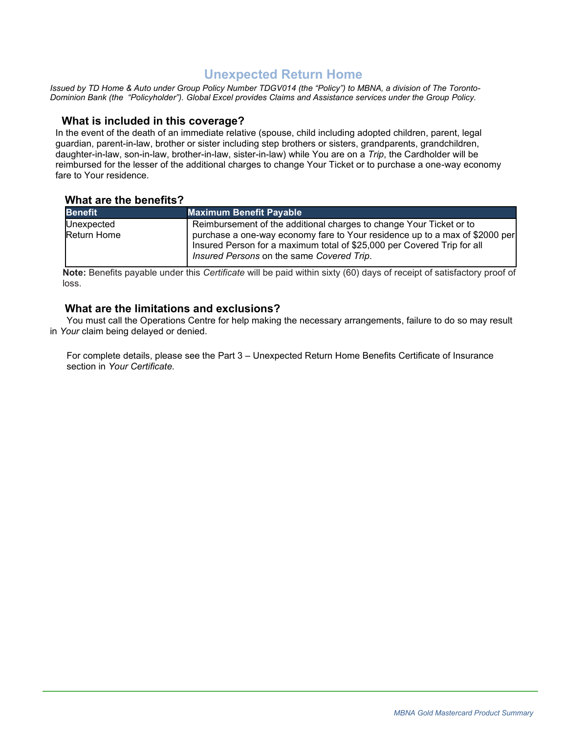# Unexpected Return Home

*Issued by TD Home & Auto under Group Policy Number TDGV014 (the "Policy") to MBNA, a division of The Toronto-Dominion Bank (the "Policyholder"). Global Excel provides Claims and Assistance services under the Group Policy.*

## What is included in this coverage?

In the event of the death of an immediate relative (spouse, child including adopted children, parent, legal guardian, parent-in-law, brother or sister including step brothers or sisters, grandparents, grandchildren, daughter-in-law, son-in-law, brother-in-law, sister-in-law) while You are on a *Trip*, the Cardholder will be reimbursed for the lesser of the additional charges to change Your Ticket or to purchase a one-way economy fare to Your residence.

## What are the benefits?

| Benefit | Maximum Benefit Payable |
|---|---|
| Unexpected Return Home | Reimbursement of the additional charges to change Your Ticket or to purchase a one-way economy fare to Your residence up to a max of $2000 per Insured Person for a maximum total of $25,000 per Covered Trip for all *Insured Persons* on the same *Covered Trip*. |

**Note:** Benefits payable under this *Certificate* will be paid within sixty (60) days of receipt of satisfactory proof of loss.

## What are the limitations and exclusions?

You must call the Operations Centre for help making the necessary arrangements, failure to do so may result in *Your* claim being delayed or denied.

For complete details, please see the Part 3 – Unexpected Return Home Benefits Certificate of Insurance section in *Your Certificate.*